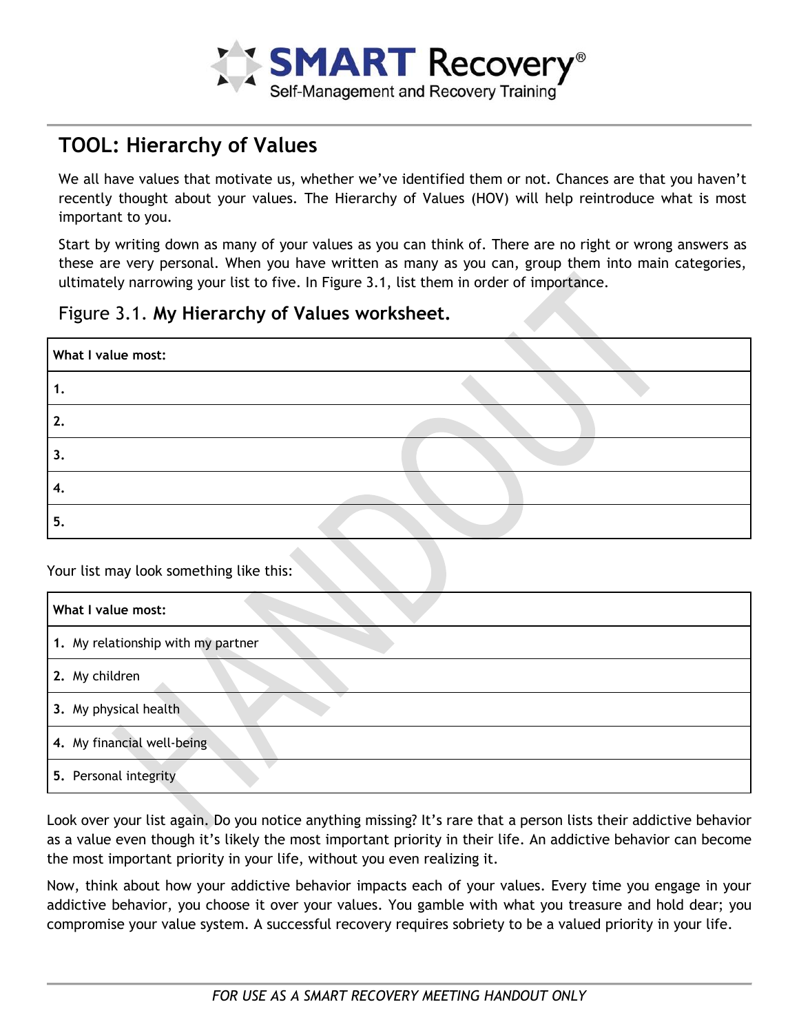# TOOL: Hierarchy of Values

We all have values that motivate us, whether we've identified them or not. Chances are that you haven't recently thought about your values. The Hierarchy of Values (HOV) will help reintroduce what is most important to you.

Start by writing down as many of your values as you can think of. There are no right or wrong answers as these are very personal. When you have written as many as you can, group them into main categories, ultimately narrowing your list to five. In Figure 3.1, list them in order of importance.

## Figure 3.1. **My Hierarchy of Values worksheet.**

| What I value most: |
|---|
| **1.** |
| **2.** |
| **3.** |
| **4.** |
| **5.** |

Your list may look something like this:

| What I value most: |
|---|
| **1.** My relationship with my partner |
| **2.** My children |
| **3.** My physical health |
| **4.** My financial well-being |
| **5.** Personal integrity |

Look over your list again. Do you notice anything missing? It's rare that a person lists their addictive behavior as a value even though it's likely the most important priority in their life. An addictive behavior can become the most important priority in your life, without you even realizing it.

Now, think about how your addictive behavior impacts each of your values. Every time you engage in your addictive behavior, you choose it over your values. You gamble with what you treasure and hold dear; you compromise your value system. A successful recovery requires sobriety to be a valued priority in your life.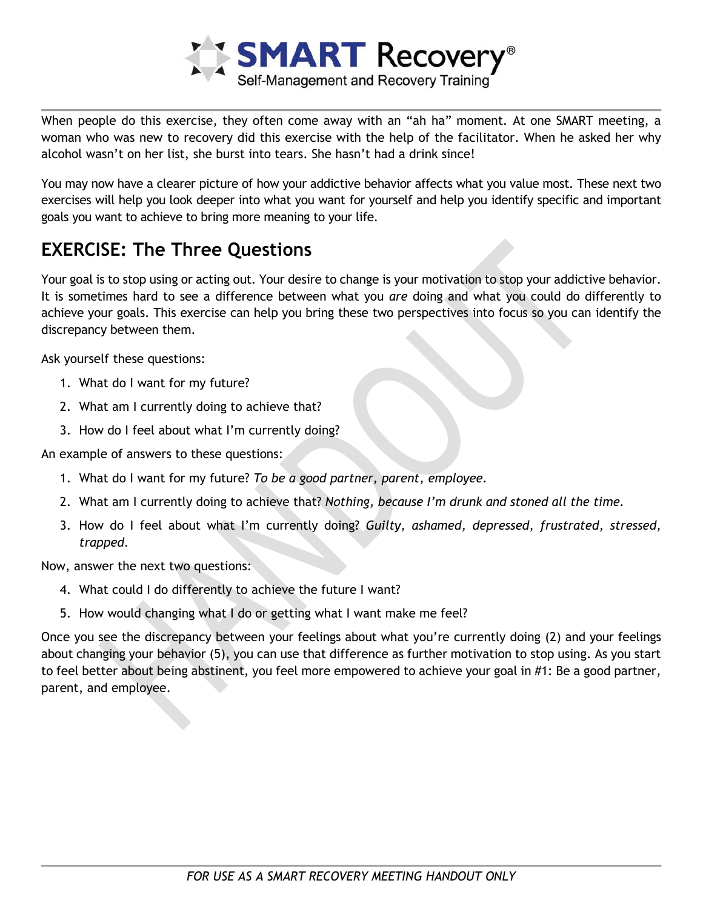When people do this exercise, they often come away with an "ah ha" moment. At one SMART meeting, a woman who was new to recovery did this exercise with the help of the facilitator. When he asked her why alcohol wasn't on her list, she burst into tears. She hasn't had a drink since!

You may now have a clearer picture of how your addictive behavior affects what you value most. These next two exercises will help you look deeper into what you want for yourself and help you identify specific and important goals you want to achieve to bring more meaning to your life.

## EXERCISE: The Three Questions

Your goal is to stop using or acting out. Your desire to change is your motivation to stop your addictive behavior. It is sometimes hard to see a difference between what you *are* doing and what you could do differently to achieve your goals. This exercise can help you bring these two perspectives into focus so you can identify the discrepancy between them.

Ask yourself these questions:

1. What do I want for my future?
2. What am I currently doing to achieve that?
3. How do I feel about what I'm currently doing?

An example of answers to these questions:

1. What do I want for my future? *To be a good partner, parent, employee.*
2. What am I currently doing to achieve that? *Nothing, because I'm drunk and stoned all the time.*
3. How do I feel about what I'm currently doing? *Guilty, ashamed, depressed, frustrated, stressed, trapped.*

Now, answer the next two questions:

4. What could I do differently to achieve the future I want?
5. How would changing what I do or getting what I want make me feel?

Once you see the discrepancy between your feelings about what you're currently doing (2) and your feelings about changing your behavior (5), you can use that difference as further motivation to stop using. As you start to feel better about being abstinent, you feel more empowered to achieve your goal in #1: Be a good partner, parent, and employee.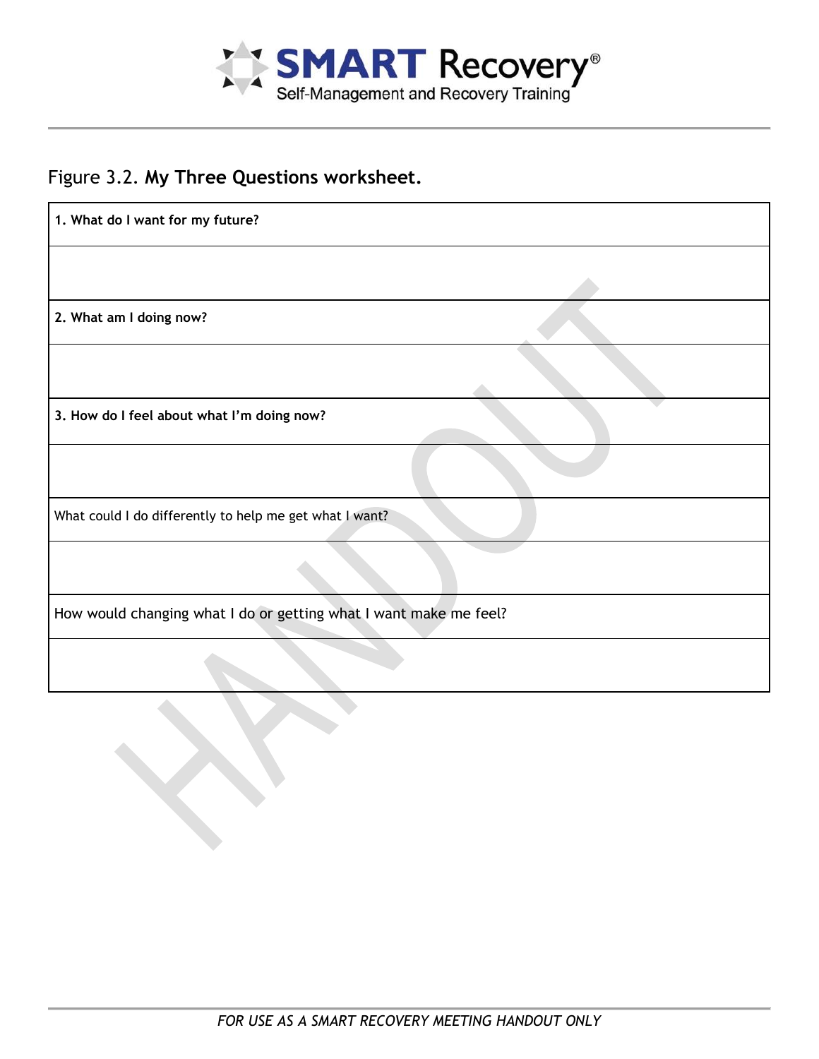Figure 3.2. **My Three Questions worksheet.**

| |
|---|
| **1. What do I want for my future?** |
| |
| **2. What am I doing now?** |
| |
| **3. How do I feel about what I'm doing now?** |
| |
| What could I do differently to help me get what I want? |
| |
| How would changing what I do or getting what I want make me feel? |
| |